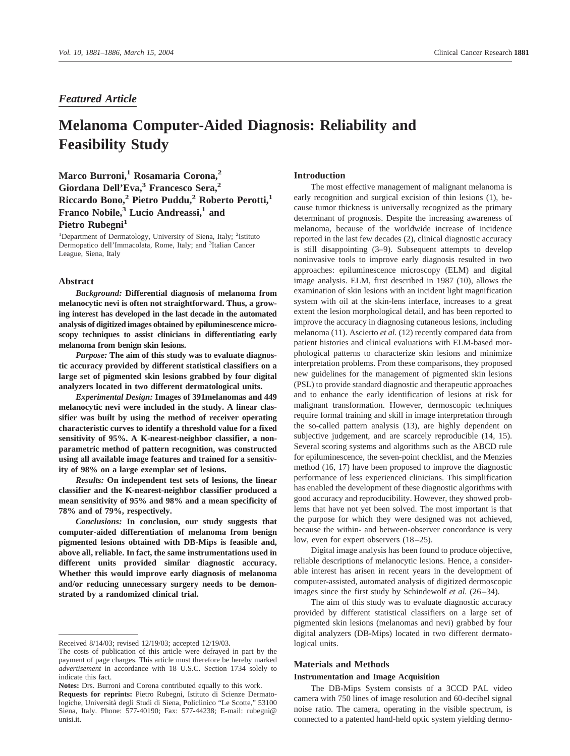*Featured Article*

# Melanoma Computer-Aided Diagnosis: Reliability and Feasibility Study

**Marco Burroni,[1] Rosamaria Corona,[2] Giordana Dell'Eva,[3] Francesco Sera,[2] Riccardo Bono,[2] Pietro Puddu,[2] Roberto Perotti,[1] Franco Nobile,[3] Lucio Andreassi,[1] and Pietro Rubegni[1]**

[1]Department of Dermatology, University of Siena, Italy; [2]Istituto Dermopatico dell'Immacolata, Rome, Italy; and [3]Italian Cancer League, Siena, Italy

## Abstract

*Background:* **Differential diagnosis of melanoma from melanocytic nevi is often not straightforward. Thus, a growing interest has developed in the last decade in the automated analysis of digitized images obtained by epiluminescence microscopy techniques to assist clinicians in differentiating early melanoma from benign skin lesions.**

*Purpose:* **The aim of this study was to evaluate diagnostic accuracy provided by different statistical classifiers on a large set of pigmented skin lesions grabbed by four digital analyzers located in two different dermatological units.**

*Experimental Design:* **Images of 391melanomas and 449 melanocytic nevi were included in the study. A linear classifier was built by using the method of receiver operating characteristic curves to identify a threshold value for a fixed sensitivity of 95%. A K-nearest-neighbor classifier, a nonparametric method of pattern recognition, was constructed using all available image features and trained for a sensitivity of 98% on a large exemplar set of lesions.**

*Results:* **On independent test sets of lesions, the linear classifier and the K-nearest-neighbor classifier produced a mean sensitivity of 95% and 98% and a mean specificity of 78% and of 79%, respectively.**

*Conclusions:* **In conclusion, our study suggests that computer-aided differentiation of melanoma from benign pigmented lesions obtained with DB-Mips is feasible and, above all, reliable. In fact, the same instrumentations used in different units provided similar diagnostic accuracy. Whether this would improve early diagnosis of melanoma and/or reducing unnecessary surgery needs to be demonstrated by a randomized clinical trial.**

---

Received 8/14/03; revised 12/19/03; accepted 12/19/03.

The costs of publication of this article were defrayed in part by the payment of page charges. This article must therefore be hereby marked *advertisement* in accordance with 18 U.S.C. Section 1734 solely to indicate this fact.

**Notes:** Drs. Burroni and Corona contributed equally to this work.

**Requests for reprints:** Pietro Rubegni, Istituto di Scienze Dermatologiche, Università degli Studi di Siena, Policlinico "Le Scotte," 53100 Siena, Italy. Phone: 577-40190; Fax: 577-44238; E-mail: rubegni@unisi.it.

## Introduction

The most effective management of malignant melanoma is early recognition and surgical excision of thin lesions (1), because tumor thickness is universally recognized as the primary determinant of prognosis. Despite the increasing awareness of melanoma, because of the worldwide increase of incidence reported in the last few decades (2), clinical diagnostic accuracy is still disappointing (3–9). Subsequent attempts to develop noninvasive tools to improve early diagnosis resulted in two approaches: epiluminescence microscopy (ELM) and digital image analysis. ELM, first described in 1987 (10), allows the examination of skin lesions with an incident light magnification system with oil at the skin-lens interface, increases to a great extent the lesion morphological detail, and has been reported to improve the accuracy in diagnosing cutaneous lesions, including melanoma (11). Ascierto *et al.* (12) recently compared data from patient histories and clinical evaluations with ELM-based morphological patterns to characterize skin lesions and minimize interpretation problems. From these comparisons, they proposed new guidelines for the management of pigmented skin lesions (PSL) to provide standard diagnostic and therapeutic approaches and to enhance the early identification of lesions at risk for malignant transformation. However, dermoscopic techniques require formal training and skill in image interpretation through the so-called pattern analysis (13), are highly dependent on subjective judgement, and are scarcely reproducible (14, 15). Several scoring systems and algorithms such as the ABCD rule for epiluminescence, the seven-point checklist, and the Menzies method (16, 17) have been proposed to improve the diagnostic performance of less experienced clinicians. This simplification has enabled the development of these diagnostic algorithms with good accuracy and reproducibility. However, they showed problems that have not yet been solved. The most important is that the purpose for which they were designed was not achieved, because the within- and between-observer concordance is very low, even for expert observers (18–25).

Digital image analysis has been found to produce objective, reliable descriptions of melanocytic lesions. Hence, a considerable interest has arisen in recent years in the development of computer-assisted, automated analysis of digitized dermoscopic images since the first study by Schindewolf *et al.* (26–34).

The aim of this study was to evaluate diagnostic accuracy provided by different statistical classifiers on a large set of pigmented skin lesions (melanomas and nevi) grabbed by four digital analyzers (DB-Mips) located in two different dermatological units.

## Materials and Methods

### Instrumentation and Image Acquisition

The DB-Mips System consists of a 3CCD PAL video camera with 750 lines of image resolution and 60-decibel signal noise ratio. The camera, operating in the visible spectrum, is connected to a patented hand-held optic system yielding dermo-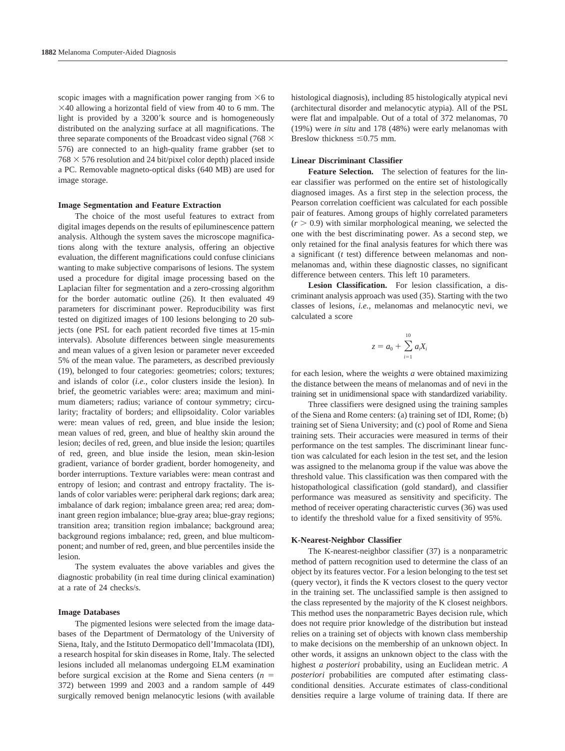scopic images with a magnification power ranging from ×6 to ×40 allowing a horizontal field of view from 40 to 6 mm. The light is provided by a 3200′k source and is homogeneously distributed on the analyzing surface at all magnifications. The three separate components of the Broadcast video signal (768 × 576) are connected to an high-quality frame grabber (set to 768 × 576 resolution and 24 bit/pixel color depth) placed inside a PC. Removable magneto-optical disks (640 MB) are used for image storage.

### Image Segmentation and Feature Extraction

The choice of the most useful features to extract from digital images depends on the results of epiluminescence pattern analysis. Although the system saves the microscope magnifications along with the texture analysis, offering an objective evaluation, the different magnifications could confuse clinicians wanting to make subjective comparisons of lesions. The system used a procedure for digital image processing based on the Laplacian filter for segmentation and a zero-crossing algorithm for the border automatic outline (26). It then evaluated 49 parameters for discriminant power. Reproducibility was first tested on digitized images of 100 lesions belonging to 20 subjects (one PSL for each patient recorded five times at 15-min intervals). Absolute differences between single measurements and mean values of a given lesion or parameter never exceeded 5% of the mean value. The parameters, as described previously (19), belonged to four categories: geometries; colors; textures; and islands of color (*i.e.*, color clusters inside the lesion). In brief, the geometric variables were: area; maximum and minimum diameters; radius; variance of contour symmetry; circularity; fractality of borders; and ellipsoidality. Color variables were: mean values of red, green, and blue inside the lesion; mean values of red, green, and blue of healthy skin around the lesion; deciles of red, green, and blue inside the lesion; quartiles of red, green, and blue inside the lesion, mean skin-lesion gradient, variance of border gradient, border homogeneity, and border interruptions. Texture variables were: mean contrast and entropy of lesion; and contrast and entropy fractality. The islands of color variables were: peripheral dark regions; dark area; imbalance of dark region; imbalance green area; red area; dominant green region imbalance; blue-gray area; blue-gray regions; transition area; transition region imbalance; background area; background regions imbalance; red, green, and blue multicomponent; and number of red, green, and blue percentiles inside the lesion.

The system evaluates the above variables and gives the diagnostic probability (in real time during clinical examination) at a rate of 24 checks/s.

### Image Databases

The pigmented lesions were selected from the image databases of the Department of Dermatology of the University of Siena, Italy, and the Istituto Dermopatico dell'Immacolata (IDI), a research hospital for skin diseases in Rome, Italy. The selected lesions included all melanomas undergoing ELM examination before surgical excision at the Rome and Siena centers ($n$ = 372) between 1999 and 2003 and a random sample of 449 surgically removed benign melanocytic lesions (with available histological diagnosis), including 85 histologically atypical nevi (architectural disorder and melanocytic atypia). All of the PSL were flat and impalpable. Out of a total of 372 melanomas, 70 (19%) were *in situ* and 178 (48%) were early melanomas with Breslow thickness ≤0.75 mm.

### Linear Discriminant Classifier

**Feature Selection.** The selection of features for the linear classifier was performed on the entire set of histologically diagnosed images. As a first step in the selection process, the Pearson correlation coefficient was calculated for each possible pair of features. Among groups of highly correlated parameters ($r > 0.9$) with similar morphological meaning, we selected the one with the best discriminating power. As a second step, we only retained for the final analysis features for which there was a significant ($t$ test) difference between melanomas and nonmelanomas and, within these diagnostic classes, no significant difference between centers. This left 10 parameters.

**Lesion Classification.** For lesion classification, a discriminant analysis approach was used (35). Starting with the two classes of lesions, *i.e.*, melanomas and melanocytic nevi, we calculated a score

$$z = a_0 + \sum_{i=1}^{10} a_i X_i$$

for each lesion, where the weights $a$ were obtained maximizing the distance between the means of melanomas and of nevi in the training set in unidimensional space with standardized variability.

Three classifiers were designed using the training samples of the Siena and Rome centers: (a) training set of IDI, Rome; (b) training set of Siena University; and (c) pool of Rome and Siena training sets. Their accuracies were measured in terms of their performance on the test samples. The discriminant linear function was calculated for each lesion in the test set, and the lesion was assigned to the melanoma group if the value was above the threshold value. This classification was then compared with the histopathological classification (gold standard), and classifier performance was measured as sensitivity and specificity. The method of receiver operating characteristic curves (36) was used to identify the threshold value for a fixed sensitivity of 95%.

### K-Nearest-Neighbor Classifier

The K-nearest-neighbor classifier (37) is a nonparametric method of pattern recognition used to determine the class of an object by its features vector. For a lesion belonging to the test set (query vector), it finds the K vectors closest to the query vector in the training set. The unclassified sample is then assigned to the class represented by the majority of the K closest neighbors. This method uses the nonparametric Bayes decision rule, which does not require prior knowledge of the distribution but instead relies on a training set of objects with known class membership to make decisions on the membership of an unknown object. In other words, it assigns an unknown object to the class with the highest *a posteriori* probability, using an Euclidean metric. *A posteriori* probabilities are computed after estimating class-conditional densities. Accurate estimates of class-conditional densities require a large volume of training data. If there are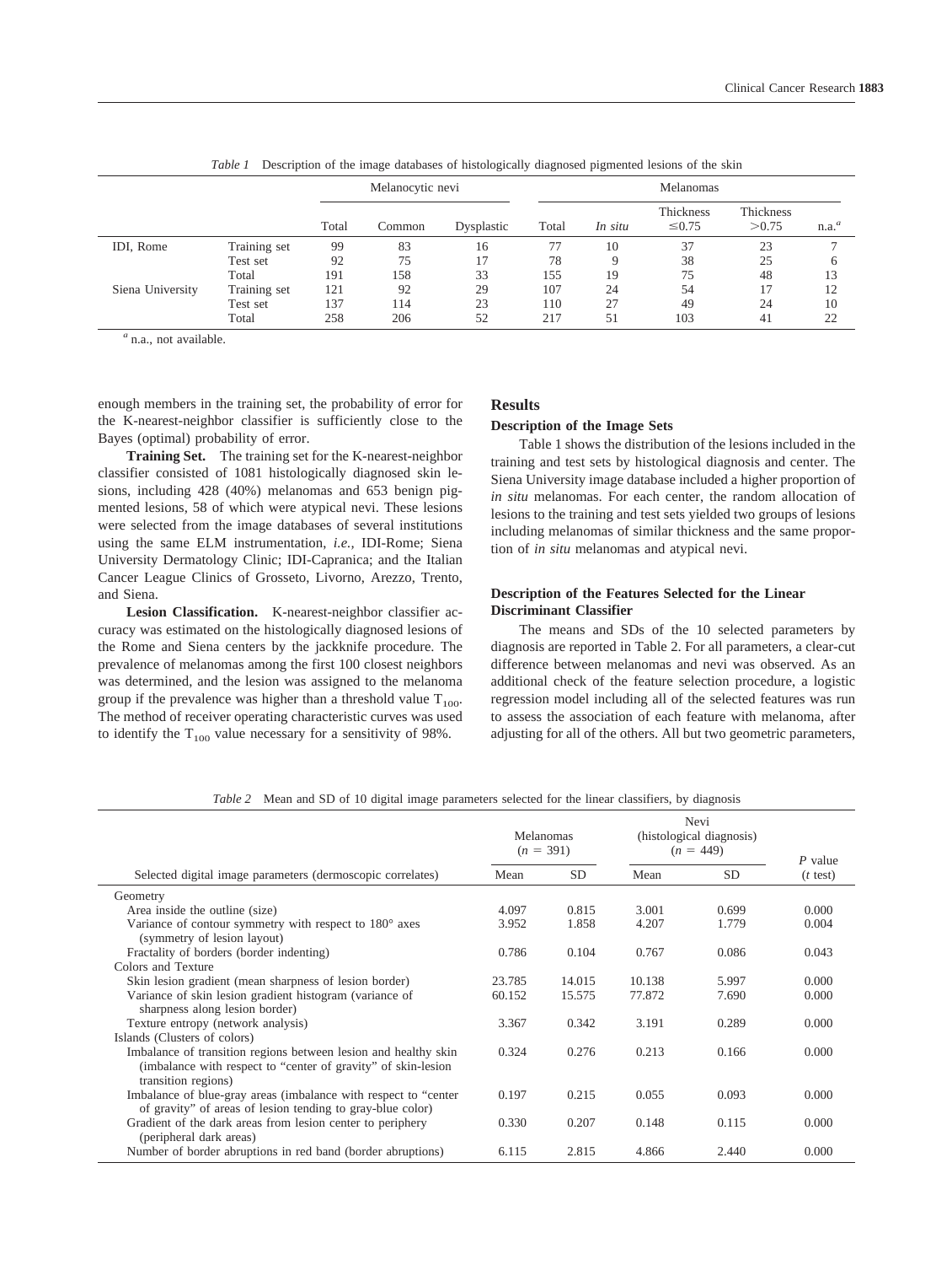*Table 1* Description of the image databases of histologically diagnosed pigmented lesions of the skin

| | | Melanocytic nevi | | | Melanomas | | | | |
|---|---|---|---|---|---|---|---|---|---|
| | | Total | Common | Dysplastic | Total | *In situ* | Thickness ≤0.75 | Thickness >0.75 | n.a.[a] |
| IDI, Rome | Training set | 99 | 83 | 16 | 77 | 10 | 37 | 23 | 7 |
| | Test set | 92 | 75 | 17 | 78 | 9 | 38 | 25 | 6 |
| | Total | 191 | 158 | 33 | 155 | 19 | 75 | 48 | 13 |
| Siena University | Training set | 121 | 92 | 29 | 107 | 24 | 54 | 17 | 12 |
| | Test set | 137 | 114 | 23 | 110 | 27 | 49 | 24 | 10 |
| | Total | 258 | 206 | 52 | 217 | 51 | 103 | 41 | 22 |

[a] n.a., not available.

enough members in the training set, the probability of error for the K-nearest-neighbor classifier is sufficiently close to the Bayes (optimal) probability of error.

**Training Set.** The training set for the K-nearest-neighbor classifier consisted of 1081 histologically diagnosed skin lesions, including 428 (40%) melanomas and 653 benign pigmented lesions, 58 of which were atypical nevi. These lesions were selected from the image databases of several institutions using the same ELM instrumentation, *i.e.,* IDI-Rome; Siena University Dermatology Clinic; IDI-Capranica; and the Italian Cancer League Clinics of Grosseto, Livorno, Arezzo, Trento, and Siena.

**Lesion Classification.** K-nearest-neighbor classifier accuracy was estimated on the histologically diagnosed lesions of the Rome and Siena centers by the jackknife procedure. The prevalence of melanomas among the first 100 closest neighbors was determined, and the lesion was assigned to the melanoma group if the prevalence was higher than a threshold value $T_{100}$. The method of receiver operating characteristic curves was used to identify the $T_{100}$ value necessary for a sensitivity of 98%.

## Results

### Description of the Image Sets

Table 1 shows the distribution of the lesions included in the training and test sets by histological diagnosis and center. The Siena University image database included a higher proportion of *in situ* melanomas. For each center, the random allocation of lesions to the training and test sets yielded two groups of lesions including melanomas of similar thickness and the same proportion of *in situ* melanomas and atypical nevi.

### Description of the Features Selected for the Linear Discriminant Classifier

The means and SDs of the 10 selected parameters by diagnosis are reported in Table 2. For all parameters, a clear-cut difference between melanomas and nevi was observed. As an additional check of the feature selection procedure, a logistic regression model including all of the selected features was run to assess the association of each feature with melanoma, after adjusting for all of the others. All but two geometric parameters,

*Table 2* Mean and SD of 10 digital image parameters selected for the linear classifiers, by diagnosis

| Selected digital image parameters (dermoscopic correlates) | Melanomas ($n$ = 391) Mean | SD | Nevi (histological diagnosis) ($n$ = 449) Mean | SD | $P$ value ($t$ test) |
|---|---|---|---|---|---|
| Geometry | | | | | |
| Area inside the outline (size) | 4.097 | 0.815 | 3.001 | 0.699 | 0.000 |
| Variance of contour symmetry with respect to 180° axes (symmetry of lesion layout) | 3.952 | 1.858 | 4.207 | 1.779 | 0.004 |
| Fractality of borders (border indenting) | 0.786 | 0.104 | 0.767 | 0.086 | 0.043 |
| Colors and Texture | | | | | |
| Skin lesion gradient (mean sharpness of lesion border) | 23.785 | 14.015 | 10.138 | 5.997 | 0.000 |
| Variance of skin lesion gradient histogram (variance of sharpness along lesion border) | 60.152 | 15.575 | 77.872 | 7.690 | 0.000 |
| Texture entropy (network analysis) | 3.367 | 0.342 | 3.191 | 0.289 | 0.000 |
| Islands (Clusters of colors) | | | | | |
| Imbalance of transition regions between lesion and healthy skin (imbalance with respect to "center of gravity" of skin-lesion transition regions) | 0.324 | 0.276 | 0.213 | 0.166 | 0.000 |
| Imbalance of blue-gray areas (imbalance with respect to "center of gravity" of areas of lesion tending to gray-blue color) | 0.197 | 0.215 | 0.055 | 0.093 | 0.000 |
| Gradient of the dark areas from lesion center to periphery (peripheral dark areas) | 0.330 | 0.207 | 0.148 | 0.115 | 0.000 |
| Number of border abruptions in red band (border abruptions) | 6.115 | 2.815 | 4.866 | 2.440 | 0.000 |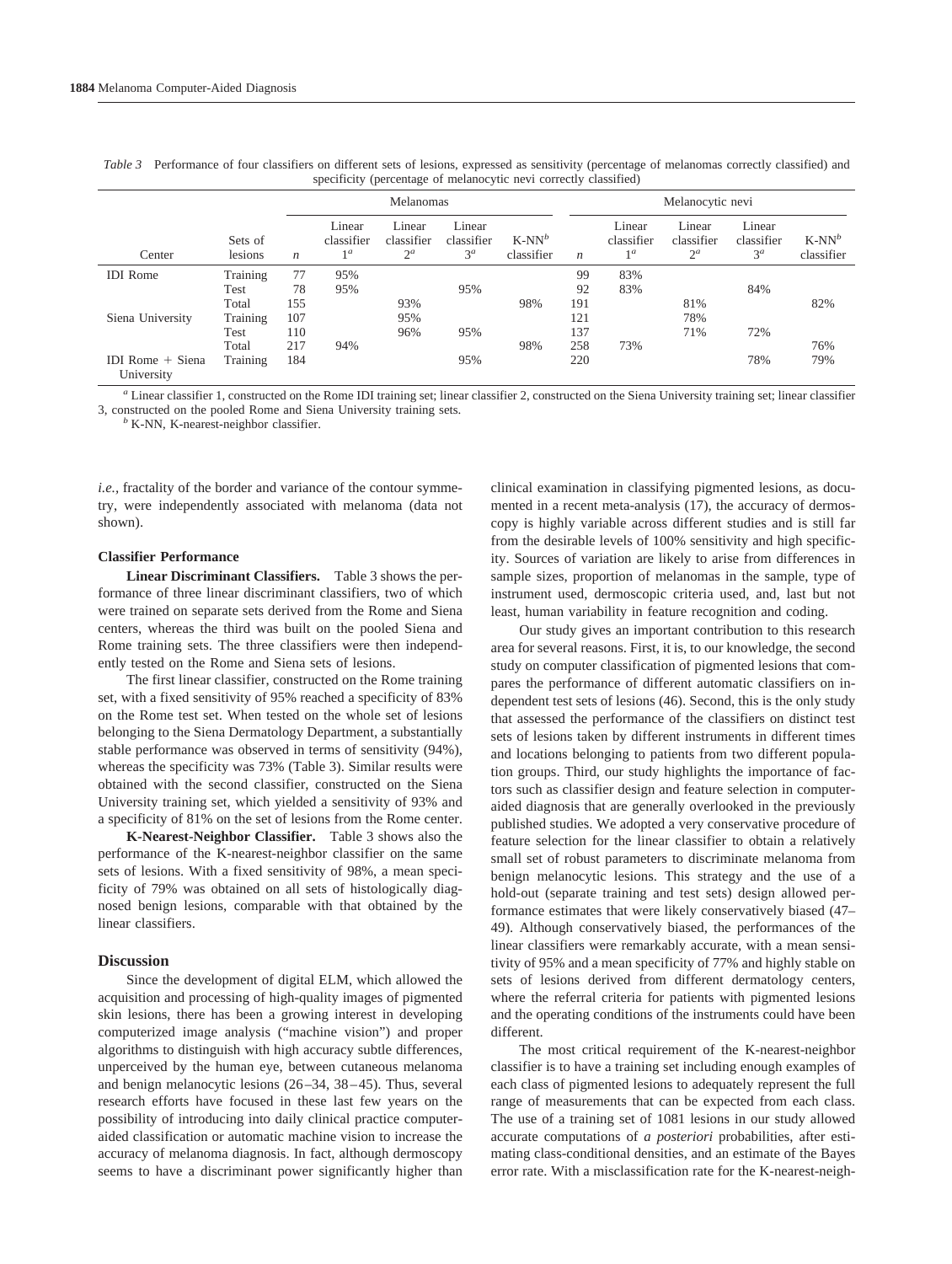*Table 3* Performance of four classifiers on different sets of lesions, expressed as sensitivity (percentage of melanomas correctly classified) and specificity (percentage of melanocytic nevi correctly classified)

| | | Melanomas | | | | | Melanocytic nevi | | | | |
|---|---|---|---|---|---|---|---|---|---|---|---|
| Center | Sets of lesions | $n$ | Linear classifier 1[a] | Linear classifier 2[a] | Linear classifier 3[a] | K-NN[b] classifier | $n$ | Linear classifier 1[a] | Linear classifier 2[a] | Linear classifier 3[a] | K-NN[b] classifier |
| IDI Rome | Training | 77 | 95% | | | | 99 | 83% | | | |
| | Test | 78 | 95% | | 95% | | 92 | 83% | | 84% | |
| | Total | 155 | | 93% | | 98% | 191 | | 81% | | 82% |
| Siena University | Training | 107 | | 95% | | | 121 | | 78% | | |
| | Test | 110 | | 96% | 95% | | 137 | | 71% | 72% | |
| | Total | 217 | 94% | | | 98% | 258 | 73% | | | 76% |
| IDI Rome + Siena University | Training | 184 | | | 95% | | 220 | | | 78% | 79% |

[a] Linear classifier 1, constructed on the Rome IDI training set; linear classifier 2, constructed on the Siena University training set; linear classifier 3, constructed on the pooled Rome and Siena University training sets.

[b] K-NN, K-nearest-neighbor classifier.

*i.e.*, fractality of the border and variance of the contour symmetry, were independently associated with melanoma (data not shown).

### Classifier Performance

**Linear Discriminant Classifiers.** Table 3 shows the performance of three linear discriminant classifiers, two of which were trained on separate sets derived from the Rome and Siena centers, whereas the third was built on the pooled Siena and Rome training sets. The three classifiers were then independently tested on the Rome and Siena sets of lesions.

The first linear classifier, constructed on the Rome training set, with a fixed sensitivity of 95% reached a specificity of 83% on the Rome test set. When tested on the whole set of lesions belonging to the Siena Dermatology Department, a substantially stable performance was observed in terms of sensitivity (94%), whereas the specificity was 73% (Table 3). Similar results were obtained with the second classifier, constructed on the Siena University training set, which yielded a sensitivity of 93% and a specificity of 81% on the set of lesions from the Rome center.

**K-Nearest-Neighbor Classifier.** Table 3 shows also the performance of the K-nearest-neighbor classifier on the same sets of lesions. With a fixed sensitivity of 98%, a mean specificity of 79% was obtained on all sets of histologically diagnosed benign lesions, comparable with that obtained by the linear classifiers.

## Discussion

Since the development of digital ELM, which allowed the acquisition and processing of high-quality images of pigmented skin lesions, there has been a growing interest in developing computerized image analysis ("machine vision") and proper algorithms to distinguish with high accuracy subtle differences, unperceived by the human eye, between cutaneous melanoma and benign melanocytic lesions (26–34, 38–45). Thus, several research efforts have focused in these last few years on the possibility of introducing into daily clinical practice computer-aided classification or automatic machine vision to increase the accuracy of melanoma diagnosis. In fact, although dermoscopy seems to have a discriminant power significantly higher than clinical examination in classifying pigmented lesions, as documented in a recent meta-analysis (17), the accuracy of dermoscopy is highly variable across different studies and is still far from the desirable levels of 100% sensitivity and high specificity. Sources of variation are likely to arise from differences in sample sizes, proportion of melanomas in the sample, type of instrument used, dermoscopic criteria used, and, last but not least, human variability in feature recognition and coding.

Our study gives an important contribution to this research area for several reasons. First, it is, to our knowledge, the second study on computer classification of pigmented lesions that compares the performance of different automatic classifiers on independent test sets of lesions (46). Second, this is the only study that assessed the performance of the classifiers on distinct test sets of lesions taken by different instruments in different times and locations belonging to patients from two different population groups. Third, our study highlights the importance of factors such as classifier design and feature selection in computer-aided diagnosis that are generally overlooked in the previously published studies. We adopted a very conservative procedure of feature selection for the linear classifier to obtain a relatively small set of robust parameters to discriminate melanoma from benign melanocytic lesions. This strategy and the use of a hold-out (separate training and test sets) design allowed performance estimates that were likely conservatively biased (47–49). Although conservatively biased, the performances of the linear classifiers were remarkably accurate, with a mean sensitivity of 95% and a mean specificity of 77% and highly stable on sets of lesions derived from different dermatology centers, where the referral criteria for patients with pigmented lesions and the operating conditions of the instruments could have been different.

The most critical requirement of the K-nearest-neighbor classifier is to have a training set including enough examples of each class of pigmented lesions to adequately represent the full range of measurements that can be expected from each class. The use of a training set of 1081 lesions in our study allowed accurate computations of *a posteriori* probabilities, after estimating class-conditional densities, and an estimate of the Bayes error rate. With a misclassification rate for the K-nearest-neigh-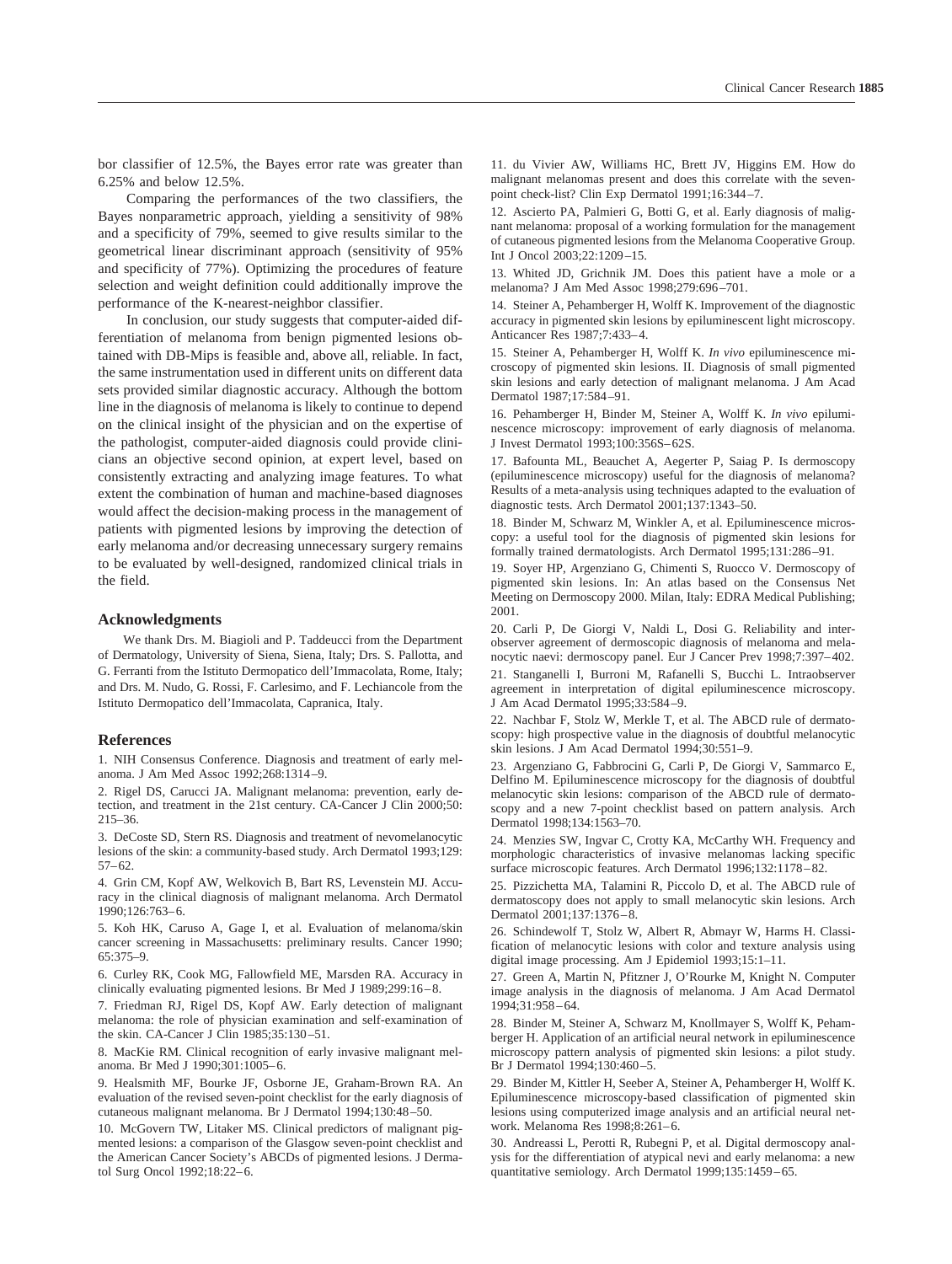bor classifier of 12.5%, the Bayes error rate was greater than 6.25% and below 12.5%.

Comparing the performances of the two classifiers, the Bayes nonparametric approach, yielding a sensitivity of 98% and a specificity of 79%, seemed to give results similar to the geometrical linear discriminant approach (sensitivity of 95% and specificity of 77%). Optimizing the procedures of feature selection and weight definition could additionally improve the performance of the K-nearest-neighbor classifier.

In conclusion, our study suggests that computer-aided differentiation of melanoma from benign pigmented lesions obtained with DB-Mips is feasible and, above all, reliable. In fact, the same instrumentation used in different units on different data sets provided similar diagnostic accuracy. Although the bottom line in the diagnosis of melanoma is likely to continue to depend on the clinical insight of the physician and on the expertise of the pathologist, computer-aided diagnosis could provide clinicians an objective second opinion, at expert level, based on consistently extracting and analyzing image features. To what extent the combination of human and machine-based diagnoses would affect the decision-making process in the management of patients with pigmented lesions by improving the detection of early melanoma and/or decreasing unnecessary surgery remains to be evaluated by well-designed, randomized clinical trials in the field.

## Acknowledgments

We thank Drs. M. Biagioli and P. Taddeucci from the Department of Dermatology, University of Siena, Siena, Italy; Drs. S. Pallotta, and G. Ferranti from the Istituto Dermopatico dell'Immacolata, Rome, Italy; and Drs. M. Nudo, G. Rossi, F. Carlesimo, and F. Lechiancole from the Istituto Dermopatico dell'Immacolata, Capranica, Italy.

## References

1. NIH Consensus Conference. Diagnosis and treatment of early melanoma. J Am Med Assoc 1992;268:1314–9.
2. Rigel DS, Carucci JA. Malignant melanoma: prevention, early detection, and treatment in the 21st century. CA-Cancer J Clin 2000;50: 215–36.
3. DeCoste SD, Stern RS. Diagnosis and treatment of nevomelanocytic lesions of the skin: a community-based study. Arch Dermatol 1993;129: 57–62.
4. Grin CM, Kopf AW, Welkovich B, Bart RS, Levenstein MJ. Accuracy in the clinical diagnosis of malignant melanoma. Arch Dermatol 1990;126:763–6.
5. Koh HK, Caruso A, Gage I, et al. Evaluation of melanoma/skin cancer screening in Massachusetts: preliminary results. Cancer 1990; 65:375–9.
6. Curley RK, Cook MG, Fallowfield ME, Marsden RA. Accuracy in clinically evaluating pigmented lesions. Br Med J 1989;299:16–8.
7. Friedman RJ, Rigel DS, Kopf AW. Early detection of malignant melanoma: the role of physician examination and self-examination of the skin. CA-Cancer J Clin 1985;35:130–51.
8. MacKie RM. Clinical recognition of early invasive malignant melanoma. Br Med J 1990;301:1005–6.
9. Healsmith MF, Bourke JF, Osborne JE, Graham-Brown RA. An evaluation of the revised seven-point checklist for the early diagnosis of cutaneous malignant melanoma. Br J Dermatol 1994;130:48–50.
10. McGovern TW, Litaker MS. Clinical predictors of malignant pigmented lesions: a comparison of the Glasgow seven-point checklist and the American Cancer Society's ABCDs of pigmented lesions. J Dermatol Surg Oncol 1992;18:22–6.
11. du Vivier AW, Williams HC, Brett JV, Higgins EM. How do malignant melanomas present and does this correlate with the seven-point check-list? Clin Exp Dermatol 1991;16:344–7.
12. Ascierto PA, Palmieri G, Botti G, et al. Early diagnosis of malignant melanoma: proposal of a working formulation for the management of cutaneous pigmented lesions from the Melanoma Cooperative Group. Int J Oncol 2003;22:1209–15.
13. Whited JD, Grichnik JM. Does this patient have a mole or a melanoma? J Am Med Assoc 1998;279:696–701.
14. Steiner A, Pehamberger H, Wolff K. Improvement of the diagnostic accuracy in pigmented skin lesions by epiluminescent light microscopy. Anticancer Res 1987;7:433–4.
15. Steiner A, Pehamberger H, Wolff K. *In vivo* epiluminescence microscopy of pigmented skin lesions. II. Diagnosis of small pigmented skin lesions and early detection of malignant melanoma. J Am Acad Dermatol 1987;17:584–91.
16. Pehamberger H, Binder M, Steiner A, Wolff K. *In vivo* epiluminescence microscopy: improvement of early diagnosis of melanoma. J Invest Dermatol 1993;100:356S–62S.
17. Bafounta ML, Beauchet A, Aegerter P, Saiag P. Is dermoscopy (epiluminescence microscopy) useful for the diagnosis of melanoma? Results of a meta-analysis using techniques adapted to the evaluation of diagnostic tests. Arch Dermatol 2001;137:1343–50.
18. Binder M, Schwarz M, Winkler A, et al. Epiluminescence microscopy: a useful tool for the diagnosis of pigmented skin lesions for formally trained dermatologists. Arch Dermatol 1995;131:286–91.
19. Soyer HP, Argenziano G, Chimenti S, Ruocco V. Dermoscopy of pigmented skin lesions. In: An atlas based on the Consensus Net Meeting on Dermoscopy 2000. Milan, Italy: EDRA Medical Publishing; 2001.
20. Carli P, De Giorgi V, Naldi L, Dosi G. Reliability and inter-observer agreement of dermoscopic diagnosis of melanoma and melanocytic naevi: dermoscopy panel. Eur J Cancer Prev 1998;7:397–402.
21. Stanganelli I, Burroni M, Rafanelli S, Bucchi L. Intraobserver agreement in interpretation of digital epiluminescence microscopy. J Am Acad Dermatol 1995;33:584–9.
22. Nachbar F, Stolz W, Merkle T, et al. The ABCD rule of dermatoscopy: high prospective value in the diagnosis of doubtful melanocytic skin lesions. J Am Acad Dermatol 1994;30:551–9.
23. Argenziano G, Fabbrocini G, Carli P, De Giorgi V, Sammarco E, Delfino M. Epiluminescence microscopy for the diagnosis of doubtful melanocytic skin lesions: comparison of the ABCD rule of dermatoscopy and a new 7-point checklist based on pattern analysis. Arch Dermatol 1998;134:1563–70.
24. Menzies SW, Ingvar C, Crotty KA, McCarthy WH. Frequency and morphologic characteristics of invasive melanomas lacking specific surface microscopic features. Arch Dermatol 1996;132:1178–82.
25. Pizzichetta MA, Talamini R, Piccolo D, et al. The ABCD rule of dermatoscopy does not apply to small melanocytic skin lesions. Arch Dermatol 2001;137:1376–8.
26. Schindewolf T, Stolz W, Albert R, Abmayr W, Harms H. Classification of melanocytic lesions with color and texture analysis using digital image processing. Am J Epidemiol 1993;15:1–11.
27. Green A, Martin N, Pfitzner J, O'Rourke M, Knight N. Computer image analysis in the diagnosis of melanoma. J Am Acad Dermatol 1994;31:958–64.
28. Binder M, Steiner A, Schwarz M, Knollmayer S, Wolff K, Pehamberger H. Application of an artificial neural network in epiluminescence microscopy pattern analysis of pigmented skin lesions: a pilot study. Br J Dermatol 1994;130:460–5.
29. Binder M, Kittler H, Seeber A, Steiner A, Pehamberger H, Wolff K. Epiluminescence microscopy-based classification of pigmented skin lesions using computerized image analysis and an artificial neural network. Melanoma Res 1998;8:261–6.
30. Andreassi L, Perotti R, Rubegni P, et al. Digital dermoscopy analysis for the differentiation of atypical nevi and early melanoma: a new quantitative semiology. Arch Dermatol 1999;135:1459–65.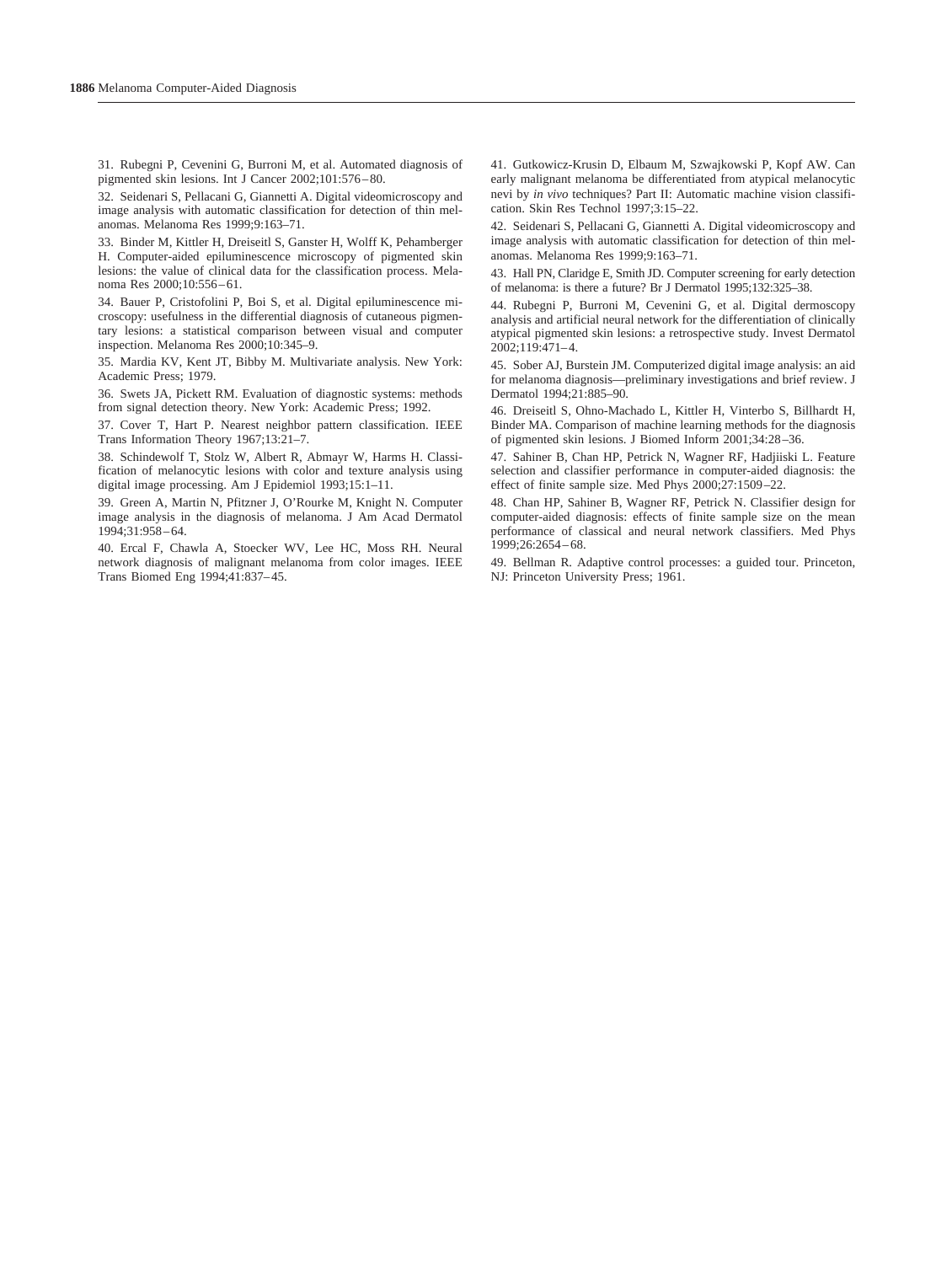31. Rubegni P, Cevenini G, Burroni M, et al. Automated diagnosis of pigmented skin lesions. Int J Cancer 2002;101:576–80.

32. Seidenari S, Pellacani G, Giannetti A. Digital videomicroscopy and image analysis with automatic classification for detection of thin melanomas. Melanoma Res 1999;9:163–71.

33. Binder M, Kittler H, Dreiseitl S, Ganster H, Wolff K, Pehamberger H. Computer-aided epiluminescence microscopy of pigmented skin lesions: the value of clinical data for the classification process. Melanoma Res 2000;10:556–61.

34. Bauer P, Cristofolini P, Boi S, et al. Digital epiluminescence microscopy: usefulness in the differential diagnosis of cutaneous pigmentary lesions: a statistical comparison between visual and computer inspection. Melanoma Res 2000;10:345–9.

35. Mardia KV, Kent JT, Bibby M. Multivariate analysis. New York: Academic Press; 1979.

36. Swets JA, Pickett RM. Evaluation of diagnostic systems: methods from signal detection theory. New York: Academic Press; 1992.

37. Cover T, Hart P. Nearest neighbor pattern classification. IEEE Trans Information Theory 1967;13:21–7.

38. Schindewolf T, Stolz W, Albert R, Abmayr W, Harms H. Classification of melanocytic lesions with color and texture analysis using digital image processing. Am J Epidemiol 1993;15:1–11.

39. Green A, Martin N, Pfitzner J, O'Rourke M, Knight N. Computer image analysis in the diagnosis of melanoma. J Am Acad Dermatol 1994;31:958–64.

40. Ercal F, Chawla A, Stoecker WV, Lee HC, Moss RH. Neural network diagnosis of malignant melanoma from color images. IEEE Trans Biomed Eng 1994;41:837–45.

41. Gutkowicz-Krusin D, Elbaum M, Szwajkowski P, Kopf AW. Can early malignant melanoma be differentiated from atypical melanocytic nevi by *in vivo* techniques? Part II: Automatic machine vision classification. Skin Res Technol 1997;3:15–22.

42. Seidenari S, Pellacani G, Giannetti A. Digital videomicroscopy and image analysis with automatic classification for detection of thin melanomas. Melanoma Res 1999;9:163–71.

43. Hall PN, Claridge E, Smith JD. Computer screening for early detection of melanoma: is there a future? Br J Dermatol 1995;132:325–38.

44. Rubegni P, Burroni M, Cevenini G, et al. Digital dermoscopy analysis and artificial neural network for the differentiation of clinically atypical pigmented skin lesions: a retrospective study. Invest Dermatol 2002;119:471–4.

45. Sober AJ, Burstein JM. Computerized digital image analysis: an aid for melanoma diagnosis—preliminary investigations and brief review. J Dermatol 1994;21:885–90.

46. Dreiseitl S, Ohno-Machado L, Kittler H, Vinterbo S, Billhardt H, Binder MA. Comparison of machine learning methods for the diagnosis of pigmented skin lesions. J Biomed Inform 2001;34:28–36.

47. Sahiner B, Chan HP, Petrick N, Wagner RF, Hadjiiski L. Feature selection and classifier performance in computer-aided diagnosis: the effect of finite sample size. Med Phys 2000;27:1509–22.

48. Chan HP, Sahiner B, Wagner RF, Petrick N. Classifier design for computer-aided diagnosis: effects of finite sample size on the mean performance of classical and neural network classifiers. Med Phys 1999;26:2654–68.

49. Bellman R. Adaptive control processes: a guided tour. Princeton, NJ: Princeton University Press; 1961.